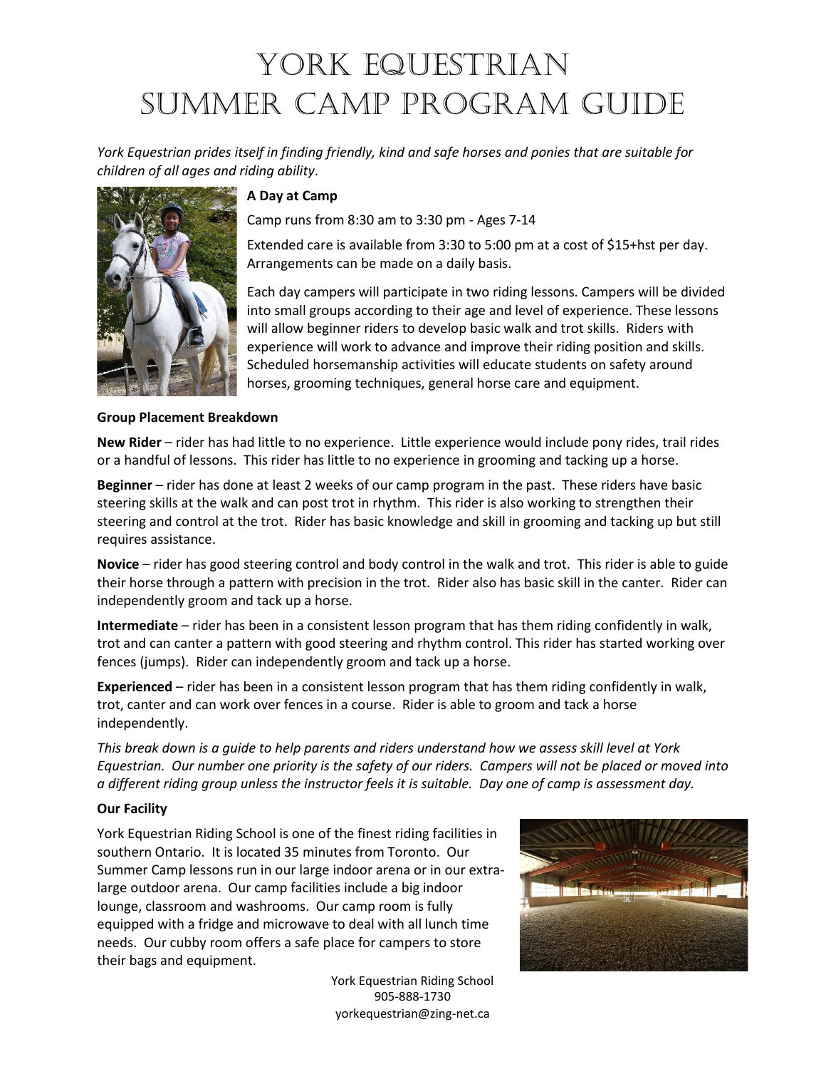# York Equestrian Summer Camp Program Guide

*York Equestrian prides itself in finding friendly, kind and safe horses and ponies that are suitable for children of all ages and riding ability.*

**A Day at Camp**

Camp runs from 8:30 am to 3:30 pm - Ages 7-14

Extended care is available from 3:30 to 5:00 pm at a cost of $15+hst per day. Arrangements can be made on a daily basis.

Each day campers will participate in two riding lessons. Campers will be divided into small groups according to their age and level of experience. These lessons will allow beginner riders to develop basic walk and trot skills. Riders with experience will work to advance and improve their riding position and skills. Scheduled horsemanship activities will educate students on safety around horses, grooming techniques, general horse care and equipment.

**Group Placement Breakdown**

**New Rider** – rider has had little to no experience. Little experience would include pony rides, trail rides or a handful of lessons. This rider has little to no experience in grooming and tacking up a horse.

**Beginner** – rider has done at least 2 weeks of our camp program in the past. These riders have basic steering skills at the walk and can post trot in rhythm. This rider is also working to strengthen their steering and control at the trot. Rider has basic knowledge and skill in grooming and tacking up but still requires assistance.

**Novice** – rider has good steering control and body control in the walk and trot. This rider is able to guide their horse through a pattern with precision in the trot. Rider also has basic skill in the canter. Rider can independently groom and tack up a horse.

**Intermediate** – rider has been in a consistent lesson program that has them riding confidently in walk, trot and can canter a pattern with good steering and rhythm control. This rider has started working over fences (jumps). Rider can independently groom and tack up a horse.

**Experienced** – rider has been in a consistent lesson program that has them riding confidently in walk, trot, canter and can work over fences in a course. Rider is able to groom and tack a horse independently.

*This break down is a guide to help parents and riders understand how we assess skill level at York Equestrian. Our number one priority is the safety of our riders. Campers will not be placed or moved into a different riding group unless the instructor feels it is suitable. Day one of camp is assessment day.*

**Our Facility**

York Equestrian Riding School is one of the finest riding facilities in southern Ontario. It is located 35 minutes from Toronto. Our Summer Camp lessons run in our large indoor arena or in our extra-large outdoor arena. Our camp facilities include a big indoor lounge, classroom and washrooms. Our camp room is fully equipped with a fridge and microwave to deal with all lunch time needs. Our cubby room offers a safe place for campers to store their bags and equipment.

York Equestrian Riding School
905-888-1730
yorkequestrian@zing-net.ca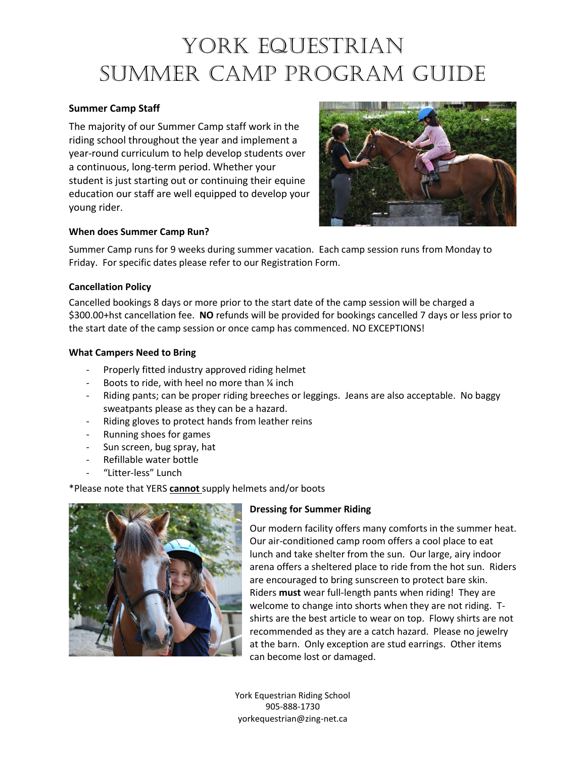# York Equestrian Summer Camp Program Guide

**Summer Camp Staff**

The majority of our Summer Camp staff work in the riding school throughout the year and implement a year-round curriculum to help develop students over a continuous, long-term period. Whether your student is just starting out or continuing their equine education our staff are well equipped to develop your young rider.

**When does Summer Camp Run?**

Summer Camp runs for 9 weeks during summer vacation. Each camp session runs from Monday to Friday. For specific dates please refer to our Registration Form.

**Cancellation Policy**

Cancelled bookings 8 days or more prior to the start date of the camp session will be charged a $300.00+hst cancellation fee. **NO** refunds will be provided for bookings cancelled 7 days or less prior to the start date of the camp session or once camp has commenced. NO EXCEPTIONS!

**What Campers Need to Bring**

- Properly fitted industry approved riding helmet
- Boots to ride, with heel no more than ¼ inch
- Riding pants; can be proper riding breeches or leggings. Jeans are also acceptable. No baggy sweatpants please as they can be a hazard.
- Riding gloves to protect hands from leather reins
- Running shoes for games
- Sun screen, bug spray, hat
- Refillable water bottle
- "Litter-less" Lunch

*Please note that YERS **cannot** supply helmets and/or boots

**Dressing for Summer Riding**

Our modern facility offers many comforts in the summer heat. Our air-conditioned camp room offers a cool place to eat lunch and take shelter from the sun. Our large, airy indoor arena offers a sheltered place to ride from the hot sun. Riders are encouraged to bring sunscreen to protect bare skin. Riders **must** wear full-length pants when riding! They are welcome to change into shorts when they are not riding. T-shirts are the best article to wear on top. Flowy shirts are not recommended as they are a catch hazard. Please no jewelry at the barn. Only exception are stud earrings. Other items can become lost or damaged.

York Equestrian Riding School
905-888-1730
yorkequestrian@zing-net.ca